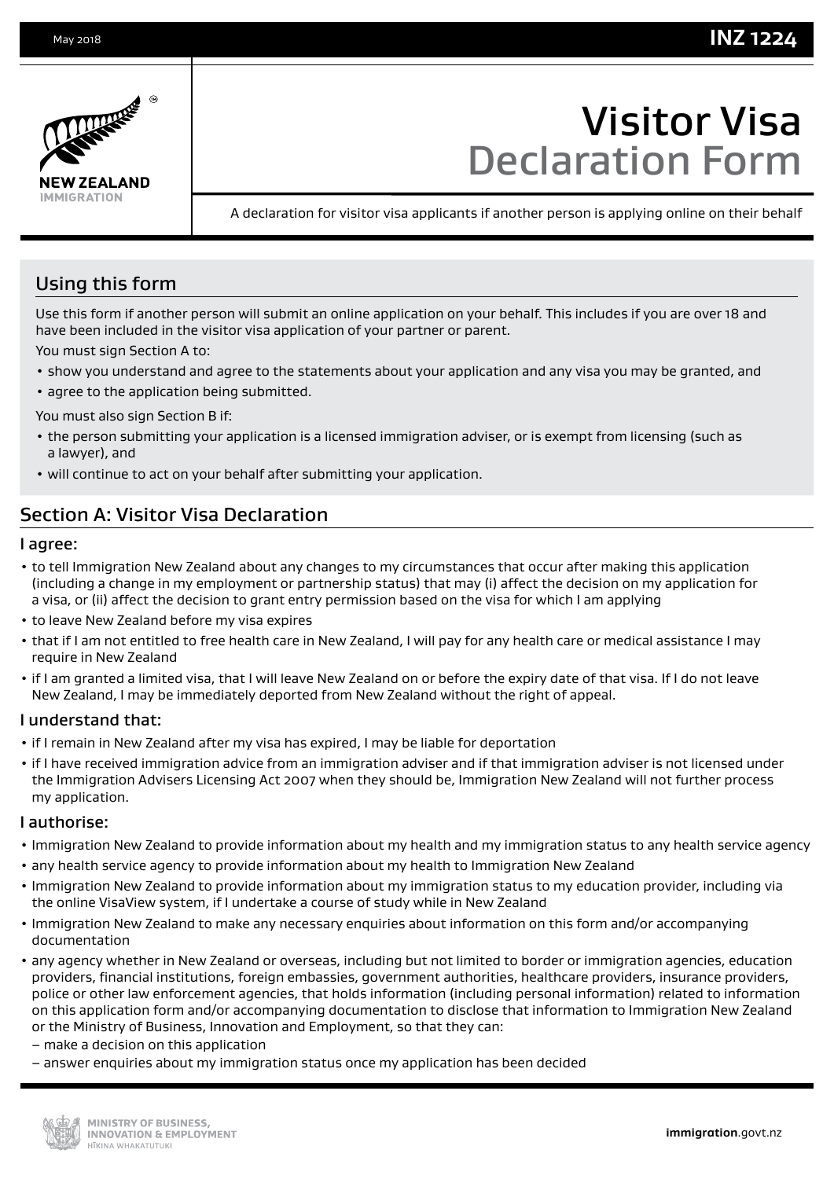# Visitor Visa Declaration Form

INZ 1224

A declaration for visitor visa applicants if another person is applying online on their behalf

## Using this form

Use this form if another person will submit an online application on your behalf. This includes if you are over 18 and have been included in the visitor visa application of your partner or parent.

You must sign Section A to:

- show you understand and agree to the statements about your application and any visa you may be granted, and
- agree to the application being submitted.

You must also sign Section B if:

- the person submitting your application is a licensed immigration adviser, or is exempt from licensing (such as a lawyer), and
- will continue to act on your behalf after submitting your application.

## Section A: Visitor Visa Declaration

### I agree:

- to tell Immigration New Zealand about any changes to my circumstances that occur after making this application (including a change in my employment or partnership status) that may (i) affect the decision on my application for a visa, or (ii) affect the decision to grant entry permission based on the visa for which I am applying
- to leave New Zealand before my visa expires
- that if I am not entitled to free health care in New Zealand, I will pay for any health care or medical assistance I may require in New Zealand
- if I am granted a limited visa, that I will leave New Zealand on or before the expiry date of that visa. If I do not leave New Zealand, I may be immediately deported from New Zealand without the right of appeal.

### I understand that:

- if I remain in New Zealand after my visa has expired, I may be liable for deportation
- if I have received immigration advice from an immigration adviser and if that immigration adviser is not licensed under the Immigration Advisers Licensing Act 2007 when they should be, Immigration New Zealand will not further process my application.

### I authorise:

- Immigration New Zealand to provide information about my health and my immigration status to any health service agency
- any health service agency to provide information about my health to Immigration New Zealand
- Immigration New Zealand to provide information about my immigration status to my education provider, including via the online VisaView system, if I undertake a course of study while in New Zealand
- Immigration New Zealand to make any necessary enquiries about information on this form and/or accompanying documentation
- any agency whether in New Zealand or overseas, including but not limited to border or immigration agencies, education providers, financial institutions, foreign embassies, government authorities, healthcare providers, insurance providers, police or other law enforcement agencies, that holds information (including personal information) related to information on this application form and/or accompanying documentation to disclose that information to Immigration New Zealand or the Ministry of Business, Innovation and Employment, so that they can:
  - make a decision on this application
  - answer enquiries about my immigration status once my application has been decided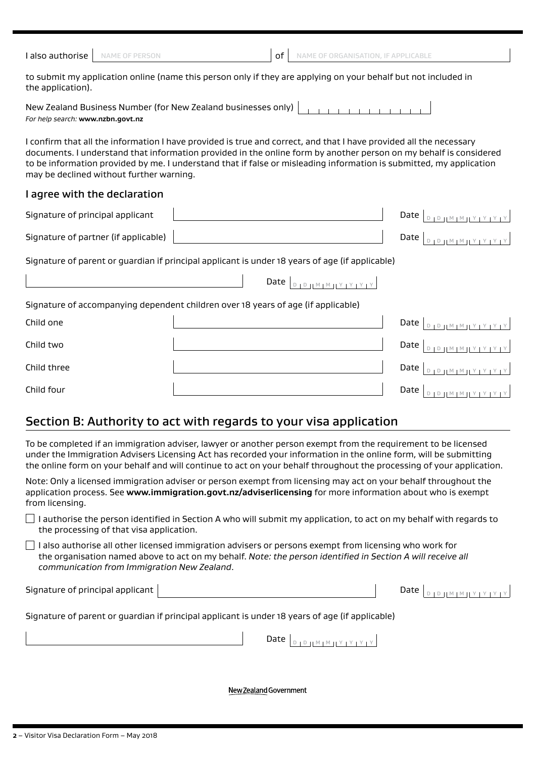I also authorise NAME OF PERSON of NAME OF ORGANISATION, IF APPLICABLE

to submit my application online (name this person only if they are applying on your behalf but not included in the application).

New Zealand Business Number (for New Zealand businesses only)

*For help search:* **www.nzbn.govt.nz**

I confirm that all the information I have provided is true and correct, and that I have provided all the necessary documents. I understand that information provided in the online form by another person on my behalf is considered to be information provided by me. I understand that if false or misleading information is submitted, my application may be declined without further warning.

### I agree with the declaration

Signature of principal applicant Date DD MM YYYY

Signature of partner (if applicable) Date DD MM YYYY

Signature of parent or guardian if principal applicant is under 18 years of age (if applicable)

Date DD MM YYYY

Signature of accompanying dependent children over 18 years of age (if applicable)

Child one Date DD MM YYYY

Child two Date DD MM YYYY

Child three Date DD MM YYYY

Child four Date DD MM YYYY

## Section B: Authority to act with regards to your visa application

To be completed if an immigration adviser, lawyer or another person exempt from the requirement to be licensed under the Immigration Advisers Licensing Act has recorded your information in the online form, will be submitting the online form on your behalf and will continue to act on your behalf throughout the processing of your application.

Note: Only a licensed immigration adviser or person exempt from licensing may act on your behalf throughout the application process. See **www.immigration.govt.nz/adviserlicensing** for more information about who is exempt from licensing.

☐ I authorise the person identified in Section A who will submit my application, to act on my behalf with regards to the processing of that visa application.

☐ I also authorise all other licensed immigration advisers or persons exempt from licensing who work for the organisation named above to act on my behalf. *Note: the person identified in Section A will receive all communication from Immigration New Zealand.*

Signature of principal applicant Date DD MM YYYY

Signature of parent or guardian if principal applicant is under 18 years of age (if applicable)

Date DD MM YYYY

New Zealand Government